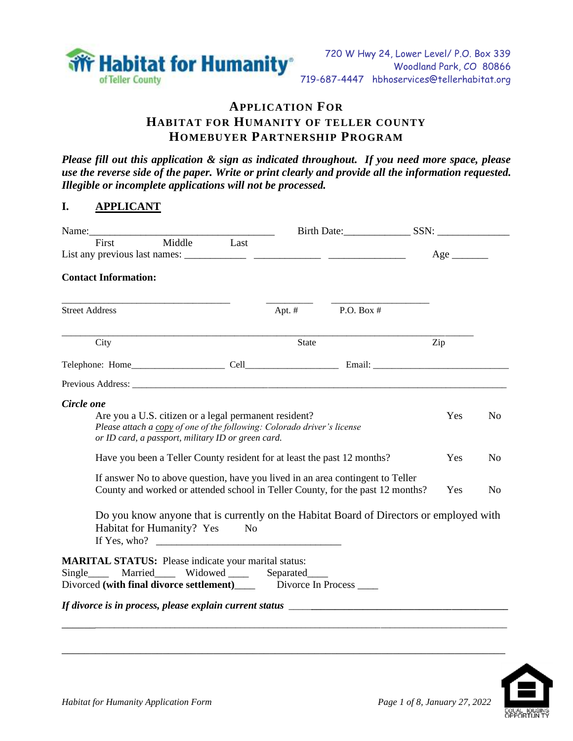Habitat for Humanity of Teller County

720 W Hwy 24, Lower Level/ P.O. Box 339
Woodland Park, CO 80866
719-687-4447 hbhoservices@tellerhabitat.org

# APPLICATION FOR HABITAT FOR HUMANITY OF TELLER COUNTY HOMEBUYER PARTNERSHIP PROGRAM

***Please fill out this application & sign as indicated throughout. If you need more space, please use the reverse side of the paper. Write or print clearly and provide all the information requested. Illegible or incomplete applications will not be processed.***

## I. APPLICANT

Name:____________________________________ Birth Date:_____________ SSN: ______________
First Middle Last

List any previous last names: ____________ _____________ _______________ Age _______

**Contact Information:**

_________________________________ _________ ___________________
Street Address Apt. # P.O. Box #

________________________________________________________________________________
City State Zip

Telephone: Home___________________ Cell___________________ Email: ___________________________

Previous Address: ___________________________________________________________________________

***Circle one***

Are you a U.S. citizen or a legal permanent resident? Yes No
*Please attach a copy of one of the following: Colorado driver's license or ID card, a passport, military ID or green card.*

Have you been a Teller County resident for at least the past 12 months? Yes No

If answer No to above question, have you lived in an area contingent to Teller County and worked or attended school in Teller County, for the past 12 months? Yes No

Do you know anyone that is currently on the Habitat Board of Directors or employed with Habitat for Humanity? Yes No
If Yes, who? ___________________________________

**MARITAL STATUS:** Please indicate your marital status:
Single____ Married____ Widowed ____ Separated____
Divorced **(with final divorce settlement)**____ Divorce In Process ____

***If divorce is in process, please explain current status*** ________________________________________

________________________________________________________________________________

________________________________________________________________________________

*Habitat for Humanity Application Form*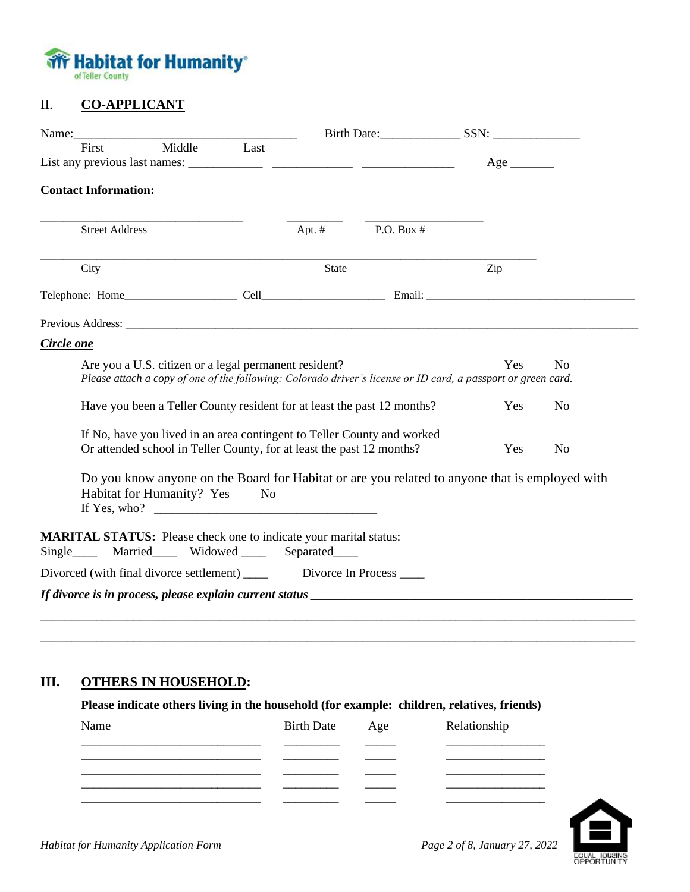## II. CO-APPLICANT

Name:____________________________________ Birth Date:_____________ SSN: ______________

First Middle Last

List any previous last names: ____________ _____________ _______________ Age _______

**Contact Information:**

_________________________________ _________ ____________________

Street Address Apt. # P.O. Box #

_________________________________________________________________________________

City State Zip

Telephone: Home___________________ Cell_____________________ Email: ___________________________________

Previous Address: ____________________________________________________________________________________

***Circle one***

Are you a U.S. citizen or a legal permanent resident? Yes No

*Please attach a copy of one of the following: Colorado driver's license or ID card, a passport or green card.*

Have you been a Teller County resident for at least the past 12 months? Yes No

If No, have you lived in an area contingent to Teller County and worked Or attended school in Teller County, for at least the past 12 months? Yes No

Do you know anyone on the Board for Habitat or are you related to anyone that is employed with Habitat for Humanity? Yes No

If Yes, who? ____________________________________

**MARITAL STATUS:** Please check one to indicate your marital status:

Single____ Married____ Widowed ____ Separated____

Divorced (with final divorce settlement) ____ Divorce In Process ____

***If divorce is in process, please explain current status*** ______________________________________________________

_____________________________________________________________________________________________

_____________________________________________________________________________________________

## III. OTHERS IN HOUSEHOLD:

**Please indicate others living in the household (for example: children, relatives, friends)**

| Name | Birth Date | Age | Relationship |
|---|---|---|---|
| | | | |
| | | | |
| | | | |
| | | | |
| | | | |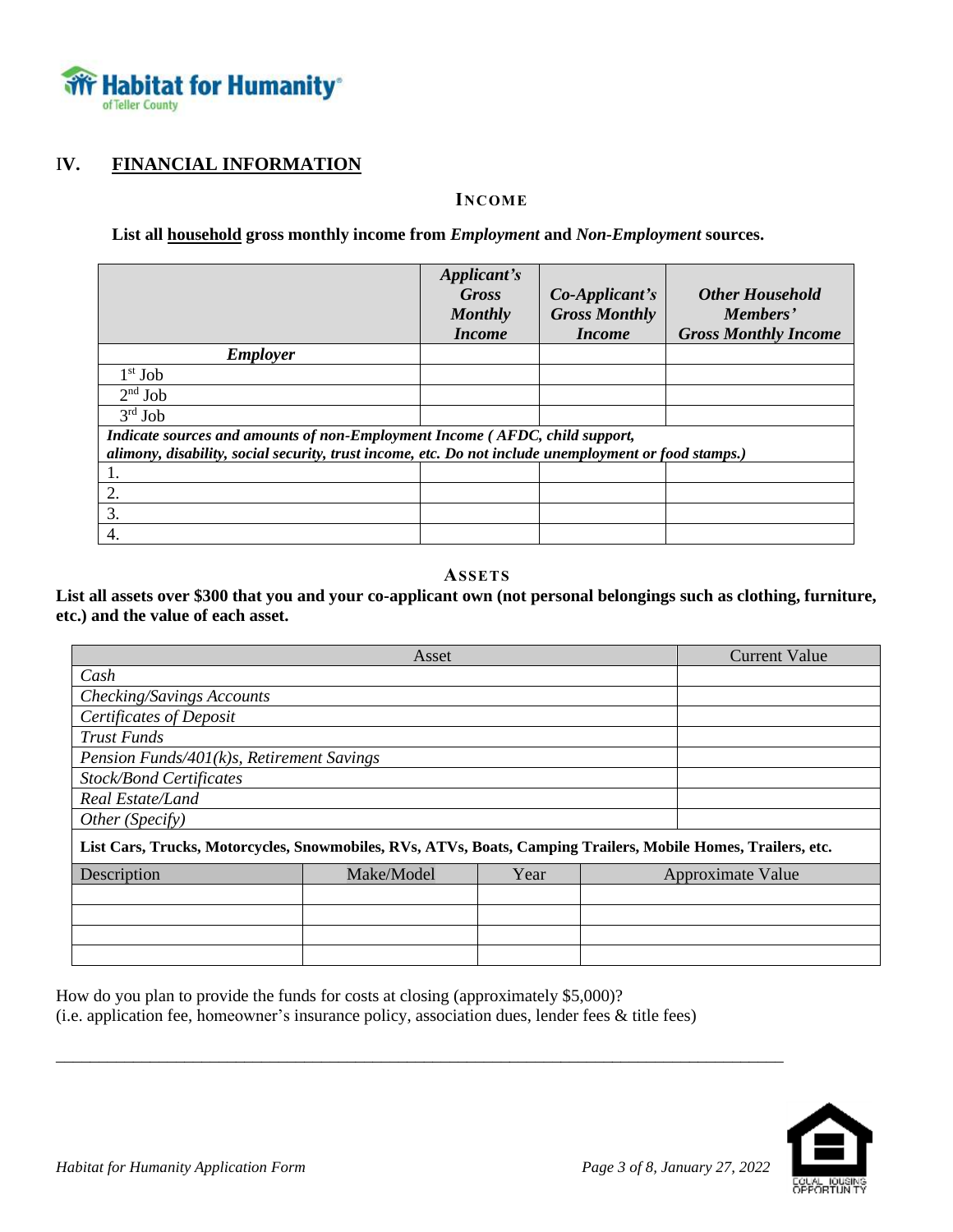## IV. FINANCIAL INFORMATION

### INCOME

**List all household gross monthly income from *Employment* and *Non-Employment* sources.**

| | *Applicant's Gross Monthly Income* | *Co-Applicant's Gross Monthly Income* | *Other Household Members' Gross Monthly Income* |
|---|---|---|---|
| ***Employer*** | | | |
| 1st Job | | | |
| 2nd Job | | | |
| 3rd Job | | | |
| ***Indicate sources and amounts of non-Employment Income ( AFDC, child support, alimony, disability, social security, trust income, etc. Do not include unemployment or food stamps.)*** | | | |
| 1. | | | |
| 2. | | | |
| 3. | | | |
| 4. | | | |

### ASSETS

**List all assets over $300 that you and your co-applicant own (not personal belongings such as clothing, furniture, etc.) and the value of each asset.**

| Asset | Current Value |
|---|---|
| *Cash* | |
| *Checking/Savings Accounts* | |
| *Certificates of Deposit* | |
| *Trust Funds* | |
| *Pension Funds/401(k)s, Retirement Savings* | |
| *Stock/Bond Certificates* | |
| *Real Estate/Land* | |
| *Other (Specify)* | |

**List Cars, Trucks, Motorcycles, Snowmobiles, RVs, ATVs, Boats, Camping Trailers, Mobile Homes, Trailers, etc.**

| Description | Make/Model | Year | Approximate Value |
|---|---|---|---|
| | | | |
| | | | |
| | | | |
| | | | |

How do you plan to provide the funds for costs at closing (approximately $5,000)?
(i.e. application fee, homeowner's insurance policy, association dues, lender fees & title fees)

_______________________________________________________________________________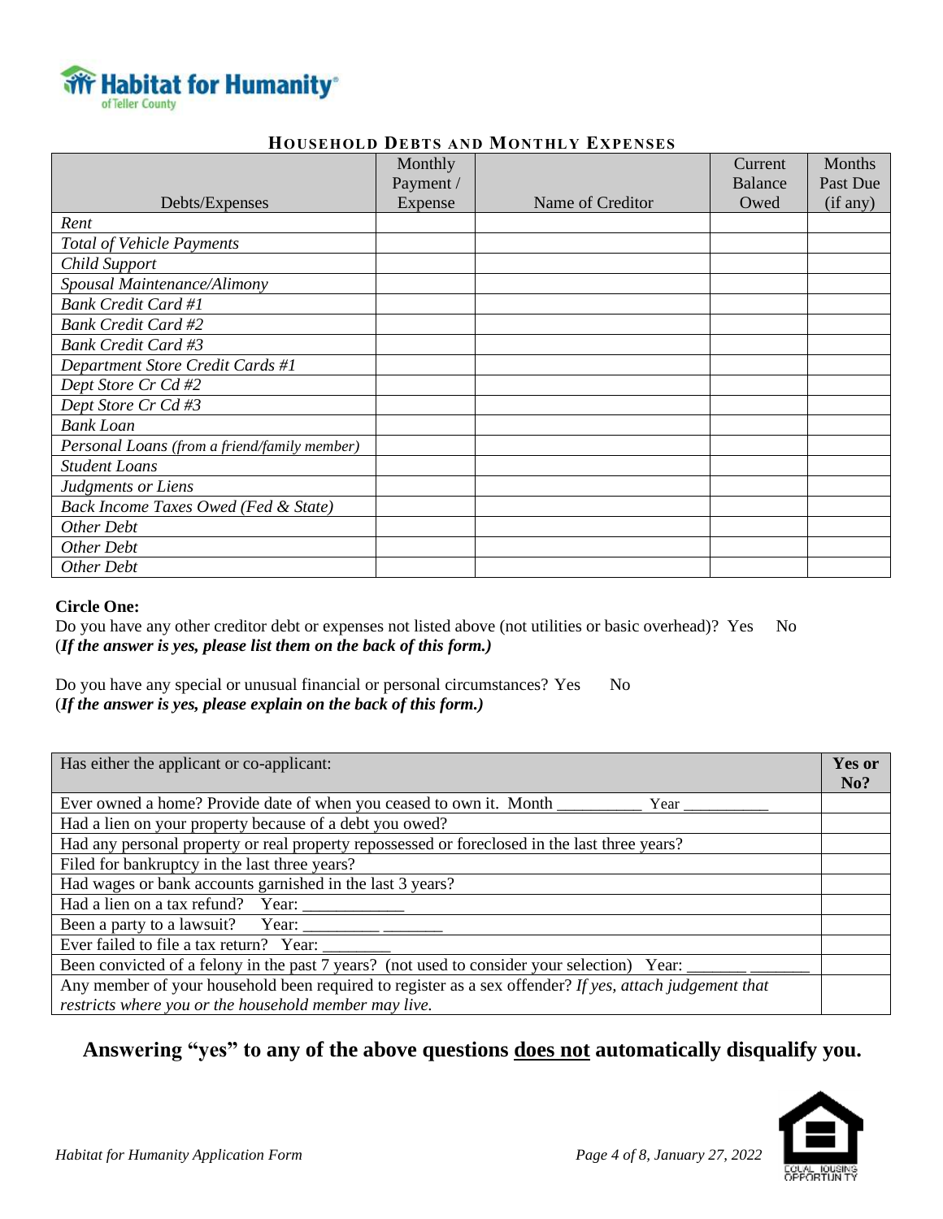## HOUSEHOLD DEBTS AND MONTHLY EXPENSES

| Debts/Expenses | Monthly Payment / Expense | Name of Creditor | Current Balance Owed | Months Past Due (if any) |
|---|---|---|---|---|
| *Rent* | | | | |
| *Total of Vehicle Payments* | | | | |
| *Child Support* | | | | |
| *Spousal Maintenance/Alimony* | | | | |
| *Bank Credit Card #1* | | | | |
| *Bank Credit Card #2* | | | | |
| *Bank Credit Card #3* | | | | |
| *Department Store Credit Cards #1* | | | | |
| *Dept Store Cr Cd #2* | | | | |
| *Dept Store Cr Cd #3* | | | | |
| *Bank Loan* | | | | |
| *Personal Loans (from a friend/family member)* | | | | |
| *Student Loans* | | | | |
| *Judgments or Liens* | | | | |
| *Back Income Taxes Owed (Fed & State)* | | | | |
| *Other Debt* | | | | |
| *Other Debt* | | | | |
| *Other Debt* | | | | |

**Circle One:**

Do you have any other creditor debt or expenses not listed above (not utilities or basic overhead)? Yes No
(***If the answer is yes, please list them on the back of this form.)***

Do you have any special or unusual financial or personal circumstances? Yes No
(***If the answer is yes, please explain on the back of this form.)***

| Has either the applicant or co-applicant: | **Yes or No?** |
|---|---|
| Ever owned a home? Provide date of when you ceased to own it. Month __________ Year __________ | |
| Had a lien on your property because of a debt you owed? | |
| Had any personal property or real property repossessed or foreclosed in the last three years? | |
| Filed for bankruptcy in the last three years? | |
| Had wages or bank accounts garnished in the last 3 years? | |
| Had a lien on a tax refund? Year: ____________ | |
| Been a party to a lawsuit? Year: _________ _______ | |
| Ever failed to file a tax return? Year: ________ | |
| Been convicted of a felony in the past 7 years? (not used to consider your selection) Year: _______ _______ | |
| Any member of your household been required to register as a sex offender? *If yes, attach judgement that restricts where you or the household member may live.* | |

**Answering "yes" to any of the above questions <u>does not</u> automatically disqualify you.**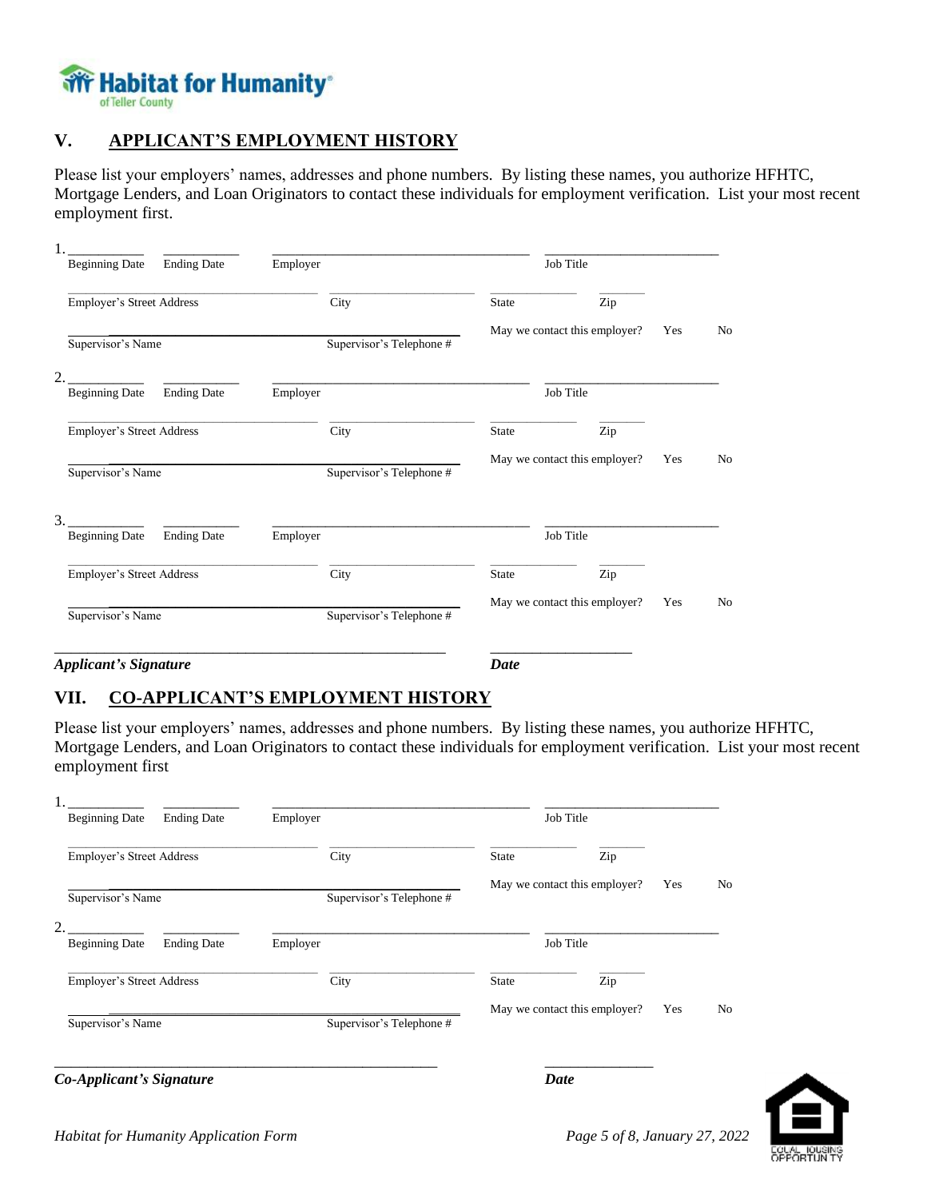## V. APPLICANT'S EMPLOYMENT HISTORY

Please list your employers' names, addresses and phone numbers. By listing these names, you authorize HFHTC, Mortgage Lenders, and Loan Originators to contact these individuals for employment verification. List your most recent employment first.

1. \_\_\_\_\_\_\_\_\_\_ \_\_\_\_\_\_\_\_\_\_ \_\_\_\_\_\_\_\_\_\_\_\_\_\_\_\_\_\_\_\_\_\_\_\_\_\_\_\_\_\_ \_\_\_\_\_\_\_\_\_\_\_\_\_\_\_\_\_\_\_\_\_\_
Beginning Date   Ending Date   Employer   Job Title

\_\_\_\_\_\_\_\_\_\_\_\_\_\_\_\_\_\_\_\_\_\_\_\_\_\_\_\_\_\_ \_\_\_\_\_\_\_\_\_\_\_\_\_\_\_\_\_\_ \_\_\_\_\_\_\_\_\_\_ \_\_\_\_\_\_
Employer's Street Address   City   State   Zip

\_\_\_\_\_\_\_\_\_\_\_\_\_\_\_\_\_\_\_\_\_\_\_\_\_\_\_\_\_\_\_\_\_\_\_\_\_\_\_\_\_\_\_\_\_\_
Supervisor's Name   Supervisor's Telephone #   May we contact this employer?   Yes   No

2. \_\_\_\_\_\_\_\_\_\_ \_\_\_\_\_\_\_\_\_\_ \_\_\_\_\_\_\_\_\_\_\_\_\_\_\_\_\_\_\_\_\_\_\_\_\_\_\_\_\_\_ \_\_\_\_\_\_\_\_\_\_\_\_\_\_\_\_\_\_\_\_\_\_
Beginning Date   Ending Date   Employer   Job Title

\_\_\_\_\_\_\_\_\_\_\_\_\_\_\_\_\_\_\_\_\_\_\_\_\_\_\_\_\_\_ \_\_\_\_\_\_\_\_\_\_\_\_\_\_\_\_\_\_ \_\_\_\_\_\_\_\_\_\_ \_\_\_\_\_\_
Employer's Street Address   City   State   Zip

\_\_\_\_\_\_\_\_\_\_\_\_\_\_\_\_\_\_\_\_\_\_\_\_\_\_\_\_\_\_\_\_\_\_\_\_\_\_\_\_\_\_\_\_\_\_
Supervisor's Name   Supervisor's Telephone #   May we contact this employer?   Yes   No

3. \_\_\_\_\_\_\_\_\_\_ \_\_\_\_\_\_\_\_\_\_ \_\_\_\_\_\_\_\_\_\_\_\_\_\_\_\_\_\_\_\_\_\_\_\_\_\_\_\_\_\_ \_\_\_\_\_\_\_\_\_\_\_\_\_\_\_\_\_\_\_\_\_\_
Beginning Date   Ending Date   Employer   Job Title

\_\_\_\_\_\_\_\_\_\_\_\_\_\_\_\_\_\_\_\_\_\_\_\_\_\_\_\_\_\_ \_\_\_\_\_\_\_\_\_\_\_\_\_\_\_\_\_\_ \_\_\_\_\_\_\_\_\_\_ \_\_\_\_\_\_
Employer's Street Address   City   State   Zip

\_\_\_\_\_\_\_\_\_\_\_\_\_\_\_\_\_\_\_\_\_\_\_\_\_\_\_\_\_\_\_\_\_\_\_\_\_\_\_\_\_\_\_\_\_\_
Supervisor's Name   Supervisor's Telephone #   May we contact this employer?   Yes   No

\_\_\_\_\_\_\_\_\_\_\_\_\_\_\_\_\_\_\_\_\_\_\_\_\_\_\_\_\_\_\_\_\_\_\_\_\_\_\_\_\_\_\_\_ \_\_\_\_\_\_\_\_\_\_\_\_\_\_\_\_\_\_
***Applicant's Signature***   ***Date***

## VII. CO-APPLICANT'S EMPLOYMENT HISTORY

Please list your employers' names, addresses and phone numbers. By listing these names, you authorize HFHTC, Mortgage Lenders, and Loan Originators to contact these individuals for employment verification. List your most recent employment first

1. \_\_\_\_\_\_\_\_\_\_ \_\_\_\_\_\_\_\_\_\_ \_\_\_\_\_\_\_\_\_\_\_\_\_\_\_\_\_\_\_\_\_\_\_\_\_\_\_\_\_\_ \_\_\_\_\_\_\_\_\_\_\_\_\_\_\_\_\_\_\_\_\_\_
Beginning Date   Ending Date   Employer   Job Title

\_\_\_\_\_\_\_\_\_\_\_\_\_\_\_\_\_\_\_\_\_\_\_\_\_\_\_\_\_\_ \_\_\_\_\_\_\_\_\_\_\_\_\_\_\_\_\_\_ \_\_\_\_\_\_\_\_\_\_ \_\_\_\_\_\_
Employer's Street Address   City   State   Zip

\_\_\_\_\_\_\_\_\_\_\_\_\_\_\_\_\_\_\_\_\_\_\_\_\_\_\_\_\_\_\_\_\_\_\_\_\_\_\_\_\_\_\_\_\_\_
Supervisor's Name   Supervisor's Telephone #   May we contact this employer?   Yes   No

2. \_\_\_\_\_\_\_\_\_\_ \_\_\_\_\_\_\_\_\_\_ \_\_\_\_\_\_\_\_\_\_\_\_\_\_\_\_\_\_\_\_\_\_\_\_\_\_\_\_\_\_ \_\_\_\_\_\_\_\_\_\_\_\_\_\_\_\_\_\_\_\_\_\_
Beginning Date   Ending Date   Employer   Job Title

\_\_\_\_\_\_\_\_\_\_\_\_\_\_\_\_\_\_\_\_\_\_\_\_\_\_\_\_\_\_ \_\_\_\_\_\_\_\_\_\_\_\_\_\_\_\_\_\_ \_\_\_\_\_\_\_\_\_\_ \_\_\_\_\_\_
Employer's Street Address   City   State   Zip

\_\_\_\_\_\_\_\_\_\_\_\_\_\_\_\_\_\_\_\_\_\_\_\_\_\_\_\_\_\_\_\_\_\_\_\_\_\_\_\_\_\_\_\_\_\_
Supervisor's Name   Supervisor's Telephone #   May we contact this employer?   Yes   No

\_\_\_\_\_\_\_\_\_\_\_\_\_\_\_\_\_\_\_\_\_\_\_\_\_\_\_\_\_\_\_\_\_\_\_\_\_\_\_\_\_\_\_\_ \_\_\_\_\_\_\_\_\_\_\_\_\_\_
***Co-Applicant's Signature***   ***Date***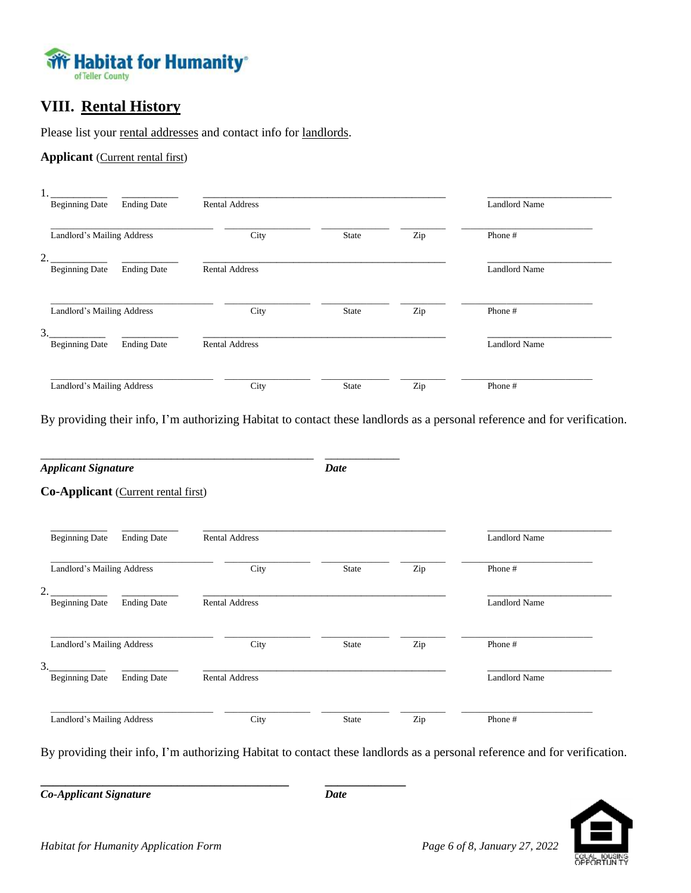Habitat for Humanity of Teller County

## VIII. Rental History

Please list your rental addresses and contact info for landlords.

**Applicant** (Current rental first)

1. \_\_\_\_\_\_\_\_\_\_ \_\_\_\_\_\_\_\_\_\_ \_\_\_\_\_\_\_\_\_\_\_\_\_\_\_\_\_\_\_\_\_\_\_\_\_\_\_\_\_\_\_\_\_\_\_\_ \_\_\_\_\_\_\_\_\_\_\_\_\_\_\_\_\_\_\_\_

   Beginning Date　Ending Date　Rental Address　Landlord Name

   \_\_\_\_\_\_\_\_\_\_\_\_\_\_\_\_\_\_\_\_\_\_\_\_ \_\_\_\_\_\_\_\_\_\_\_\_ \_\_\_\_\_\_\_\_\_\_ \_\_\_\_\_\_ \_\_\_\_\_\_\_\_\_\_\_\_\_\_\_\_\_\_\_\_

   Landlord's Mailing Address　City　State　Zip　Phone #

2. \_\_\_\_\_\_\_\_\_\_ \_\_\_\_\_\_\_\_\_\_ \_\_\_\_\_\_\_\_\_\_\_\_\_\_\_\_\_\_\_\_\_\_\_\_\_\_\_\_\_\_\_\_\_\_\_\_ \_\_\_\_\_\_\_\_\_\_\_\_\_\_\_\_\_\_\_\_

   Beginning Date　Ending Date　Rental Address　Landlord Name

   \_\_\_\_\_\_\_\_\_\_\_\_\_\_\_\_\_\_\_\_\_\_\_\_ \_\_\_\_\_\_\_\_\_\_\_\_ \_\_\_\_\_\_\_\_\_\_ \_\_\_\_\_\_ \_\_\_\_\_\_\_\_\_\_\_\_\_\_\_\_\_\_\_\_

   Landlord's Mailing Address　City　State　Zip　Phone #

3. \_\_\_\_\_\_\_\_\_\_ \_\_\_\_\_\_\_\_\_\_ \_\_\_\_\_\_\_\_\_\_\_\_\_\_\_\_\_\_\_\_\_\_\_\_\_\_\_\_\_\_\_\_\_\_\_\_ \_\_\_\_\_\_\_\_\_\_\_\_\_\_\_\_\_\_\_\_

   Beginning Date　Ending Date　Rental Address　Landlord Name

   \_\_\_\_\_\_\_\_\_\_\_\_\_\_\_\_\_\_\_\_\_\_\_\_ \_\_\_\_\_\_\_\_\_\_\_\_ \_\_\_\_\_\_\_\_\_\_ \_\_\_\_\_\_ \_\_\_\_\_\_\_\_\_\_\_\_\_\_\_\_\_\_\_\_

   Landlord's Mailing Address　City　State　Zip　Phone #

By providing their info, I'm authorizing Habitat to contact these landlords as a personal reference and for verification.

\_\_\_\_\_\_\_\_\_\_\_\_\_\_\_\_\_\_\_\_\_\_\_\_\_\_\_\_\_\_\_\_\_\_\_\_\_\_\_\_ \_\_\_\_\_\_\_\_\_\_\_\_

***Applicant Signature***　***Date***

**Co-Applicant** (Current rental first)

1. \_\_\_\_\_\_\_\_\_\_ \_\_\_\_\_\_\_\_\_\_ \_\_\_\_\_\_\_\_\_\_\_\_\_\_\_\_\_\_\_\_\_\_\_\_\_\_\_\_\_\_\_\_\_\_\_\_ \_\_\_\_\_\_\_\_\_\_\_\_\_\_\_\_\_\_\_\_

   Beginning Date　Ending Date　Rental Address　Landlord Name

   \_\_\_\_\_\_\_\_\_\_\_\_\_\_\_\_\_\_\_\_\_\_\_\_ \_\_\_\_\_\_\_\_\_\_\_\_ \_\_\_\_\_\_\_\_\_\_ \_\_\_\_\_\_ \_\_\_\_\_\_\_\_\_\_\_\_\_\_\_\_\_\_\_\_

   Landlord's Mailing Address　City　State　Zip　Phone #

2. \_\_\_\_\_\_\_\_\_\_ \_\_\_\_\_\_\_\_\_\_ \_\_\_\_\_\_\_\_\_\_\_\_\_\_\_\_\_\_\_\_\_\_\_\_\_\_\_\_\_\_\_\_\_\_\_\_ \_\_\_\_\_\_\_\_\_\_\_\_\_\_\_\_\_\_\_\_

   Beginning Date　Ending Date　Rental Address　Landlord Name

   \_\_\_\_\_\_\_\_\_\_\_\_\_\_\_\_\_\_\_\_\_\_\_\_ \_\_\_\_\_\_\_\_\_\_\_\_ \_\_\_\_\_\_\_\_\_\_ \_\_\_\_\_\_ \_\_\_\_\_\_\_\_\_\_\_\_\_\_\_\_\_\_\_\_

   Landlord's Mailing Address　City　State　Zip　Phone #

3. \_\_\_\_\_\_\_\_\_\_ \_\_\_\_\_\_\_\_\_\_ \_\_\_\_\_\_\_\_\_\_\_\_\_\_\_\_\_\_\_\_\_\_\_\_\_\_\_\_\_\_\_\_\_\_\_\_ \_\_\_\_\_\_\_\_\_\_\_\_\_\_\_\_\_\_\_\_

   Beginning Date　Ending Date　Rental Address　Landlord Name

   \_\_\_\_\_\_\_\_\_\_\_\_\_\_\_\_\_\_\_\_\_\_\_\_ \_\_\_\_\_\_\_\_\_\_\_\_ \_\_\_\_\_\_\_\_\_\_ \_\_\_\_\_\_ \_\_\_\_\_\_\_\_\_\_\_\_\_\_\_\_\_\_\_\_

   Landlord's Mailing Address　City　State　Zip　Phone #

By providing their info, I'm authorizing Habitat to contact these landlords as a personal reference and for verification.

\_\_\_\_\_\_\_\_\_\_\_\_\_\_\_\_\_\_\_\_\_\_\_\_\_\_\_\_\_\_\_\_\_\_\_\_\_\_\_\_ \_\_\_\_\_\_\_\_\_\_\_\_

***Co-Applicant Signature***　***Date***

EQUAL HOUSING OPPORTUNITY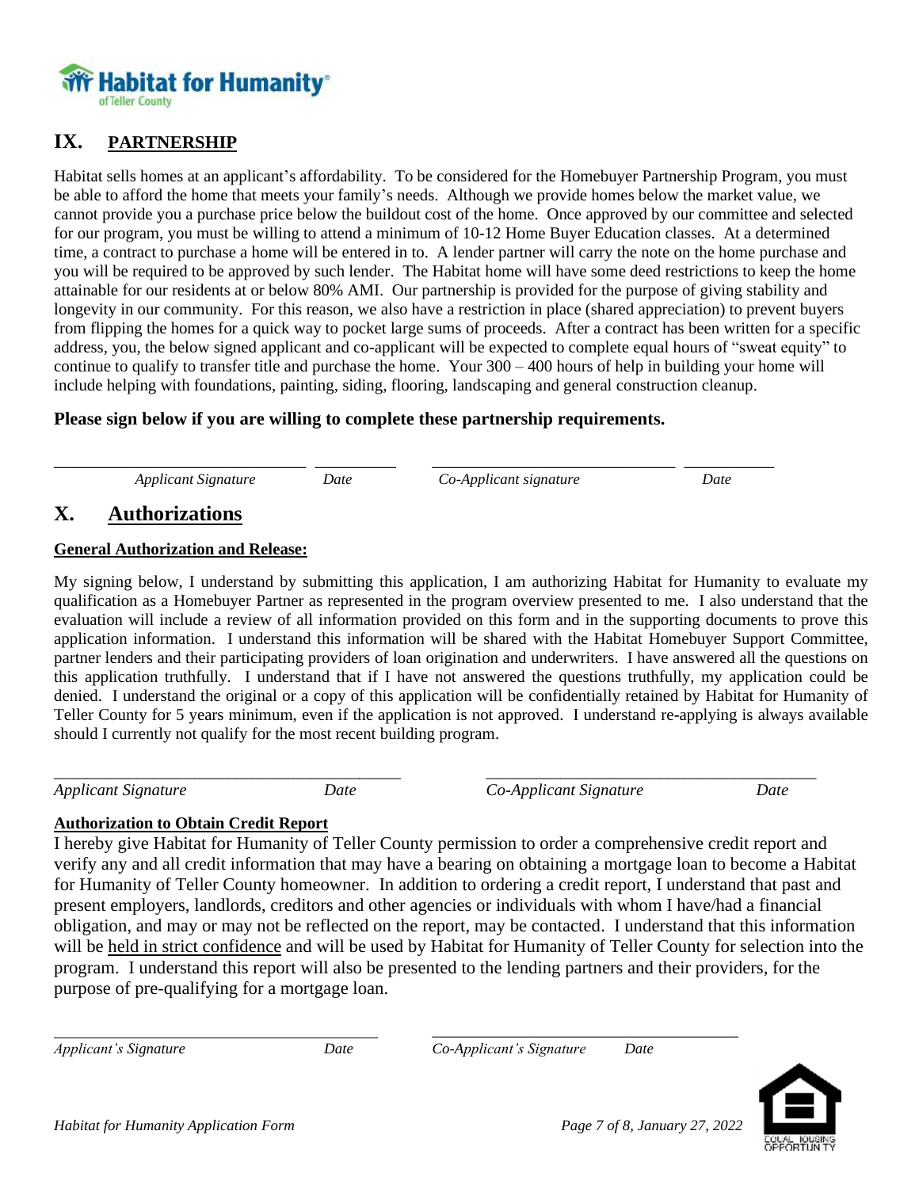## IX. PARTNERSHIP

Habitat sells homes at an applicant's affordability. To be considered for the Homebuyer Partnership Program, you must be able to afford the home that meets your family's needs. Although we provide homes below the market value, we cannot provide you a purchase price below the buildout cost of the home. Once approved by our committee and selected for our program, you must be willing to attend a minimum of 10-12 Home Buyer Education classes. At a determined time, a contract to purchase a home will be entered in to. A lender partner will carry the note on the home purchase and you will be required to be approved by such lender. The Habitat home will have some deed restrictions to keep the home attainable for our residents at or below 80% AMI. Our partnership is provided for the purpose of giving stability and longevity in our community. For this reason, we also have a restriction in place (shared appreciation) to prevent buyers from flipping the homes for a quick way to pocket large sums of proceeds. After a contract has been written for a specific address, you, the below signed applicant and co-applicant will be expected to complete equal hours of "sweat equity" to continue to qualify to transfer title and purchase the home. Your 300 – 400 hours of help in building your home will include helping with foundations, painting, siding, flooring, landscaping and general construction cleanup.

**Please sign below if you are willing to complete these partnership requirements.**

\_\_\_\_\_\_\_\_\_\_\_\_\_\_\_\_\_\_\_\_\_\_\_\_\_\_\_\_ \_\_\_\_\_\_\_\_\_ \_\_\_\_\_\_\_\_\_\_\_\_\_\_\_\_\_\_\_\_\_\_\_\_\_\_\_\_ \_\_\_\_\_\_\_\_\_\_

*Applicant Signature* *Date* *Co-Applicant signature* *Date*

## X. Authorizations

**General Authorization and Release:**

My signing below, I understand by submitting this application, I am authorizing Habitat for Humanity to evaluate my qualification as a Homebuyer Partner as represented in the program overview presented to me. I also understand that the evaluation will include a review of all information provided on this form and in the supporting documents to prove this application information. I understand this information will be shared with the Habitat Homebuyer Support Committee, partner lenders and their participating providers of loan origination and underwriters. I have answered all the questions on this application truthfully. I understand that if I have not answered the questions truthfully, my application could be denied. I understand the original or a copy of this application will be confidentially retained by Habitat for Humanity of Teller County for 5 years minimum, even if the application is not approved. I understand re-applying is always available should I currently not qualify for the most recent building program.

\_\_\_\_\_\_\_\_\_\_\_\_\_\_\_\_\_\_\_\_\_\_\_\_\_\_\_\_\_\_\_\_\_\_\_\_\_\_ \_\_\_\_\_\_\_\_\_\_\_\_\_\_\_\_\_\_\_\_\_\_\_\_\_\_\_\_\_\_\_\_\_\_\_\_\_\_

*Applicant Signature* *Date* *Co-Applicant Signature* *Date*

**Authorization to Obtain Credit Report**

I hereby give Habitat for Humanity of Teller County permission to order a comprehensive credit report and verify any and all credit information that may have a bearing on obtaining a mortgage loan to become a Habitat for Humanity of Teller County homeowner. In addition to ordering a credit report, I understand that past and present employers, landlords, creditors and other agencies or individuals with whom I have/had a financial obligation, and may or may not be reflected on the report, may be contacted. I understand that this information will be <u>held in strict confidence</u> and will be used by Habitat for Humanity of Teller County for selection into the program. I understand this report will also be presented to the lending partners and their providers, for the purpose of pre-qualifying for a mortgage loan.

\_\_\_\_\_\_\_\_\_\_\_\_\_\_\_\_\_\_\_\_\_\_\_\_\_\_\_\_\_\_\_\_\_\_\_\_\_\_ \_\_\_\_\_\_\_\_\_\_\_\_\_\_\_\_\_\_\_\_\_\_\_\_\_\_\_\_\_\_\_\_\_\_\_\_\_\_

*Applicant's Signature* *Date* *Co-Applicant's Signature* *Date*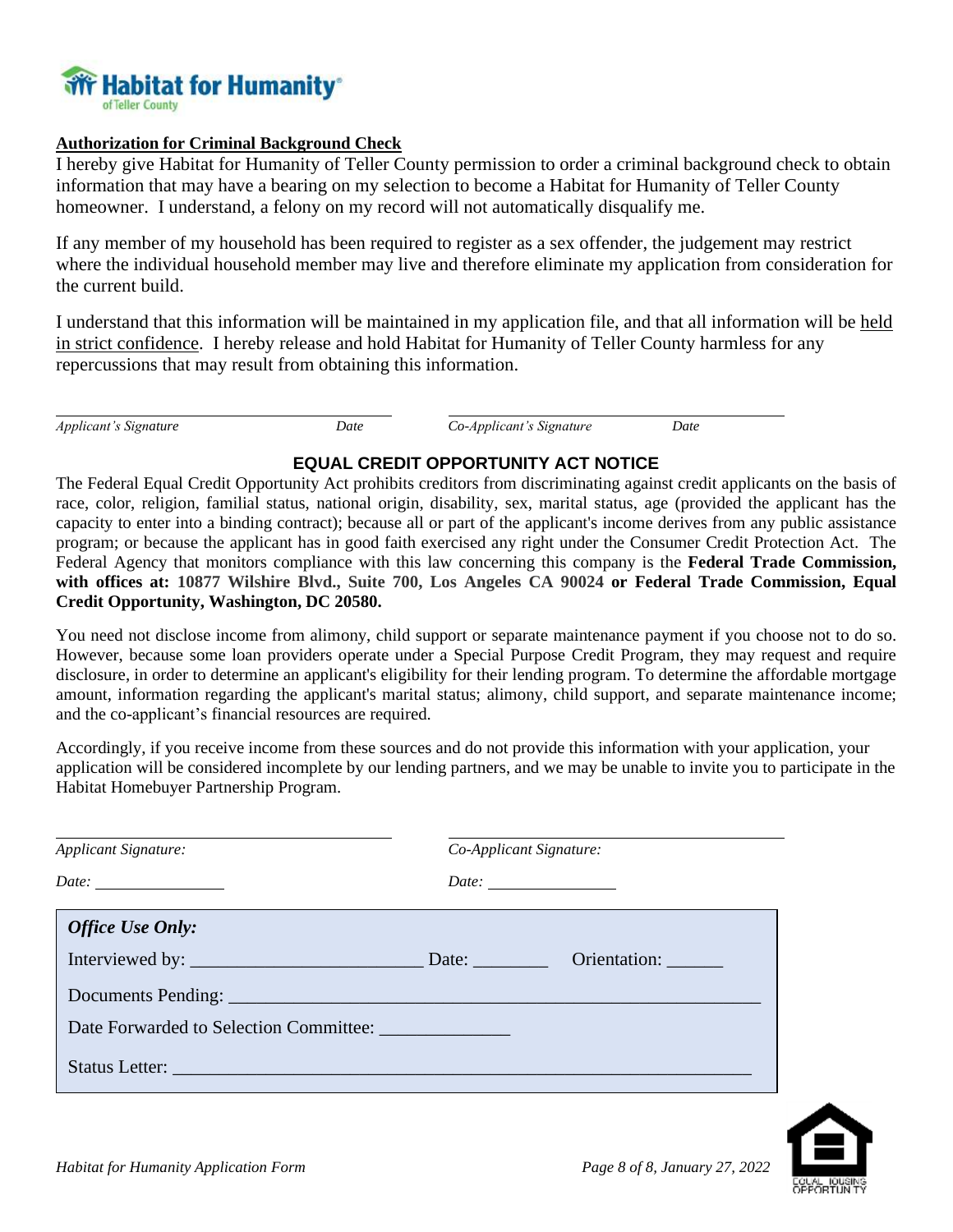**Authorization for Criminal Background Check**

I hereby give Habitat for Humanity of Teller County permission to order a criminal background check to obtain information that may have a bearing on my selection to become a Habitat for Humanity of Teller County homeowner. I understand, a felony on my record will not automatically disqualify me.

If any member of my household has been required to register as a sex offender, the judgement may restrict where the individual household member may live and therefore eliminate my application from consideration for the current build.

I understand that this information will be maintained in my application file, and that all information will be held in strict confidence. I hereby release and hold Habitat for Humanity of Teller County harmless for any repercussions that may result from obtaining this information.

_______________________________________ _______________________________________

*Applicant's Signature* *Date* *Co-Applicant's Signature* *Date*

## EQUAL CREDIT OPPORTUNITY ACT NOTICE

The Federal Equal Credit Opportunity Act prohibits creditors from discriminating against credit applicants on the basis of race, color, religion, familial status, national origin, disability, sex, marital status, age (provided the applicant has the capacity to enter into a binding contract); because all or part of the applicant's income derives from any public assistance program; or because the applicant has in good faith exercised any right under the Consumer Credit Protection Act. The Federal Agency that monitors compliance with this law concerning this company is the **Federal Trade Commission, with offices at: 10877 Wilshire Blvd., Suite 700, Los Angeles CA 90024 or Federal Trade Commission, Equal Credit Opportunity, Washington, DC 20580.**

You need not disclose income from alimony, child support or separate maintenance payment if you choose not to do so. However, because some loan providers operate under a Special Purpose Credit Program, they may request and require disclosure, in order to determine an applicant's eligibility for their lending program. To determine the affordable mortgage amount, information regarding the applicant's marital status; alimony, child support, and separate maintenance income; and the co-applicant's financial resources are required.

Accordingly, if you receive income from these sources and do not provide this information with your application, your application will be considered incomplete by our lending partners, and we may be unable to invite you to participate in the Habitat Homebuyer Partnership Program.

_______________________________________ _______________________________________

*Applicant Signature:* *Co-Applicant Signature:*

*Date:* _______________ *Date:* _______________

***Office Use Only:***

Interviewed by: ________________________ Date: ________ Orientation: ______

Documents Pending: ___________________________________________________________

Date Forwarded to Selection Committee: _____________

Status Letter: ________________________________________________________________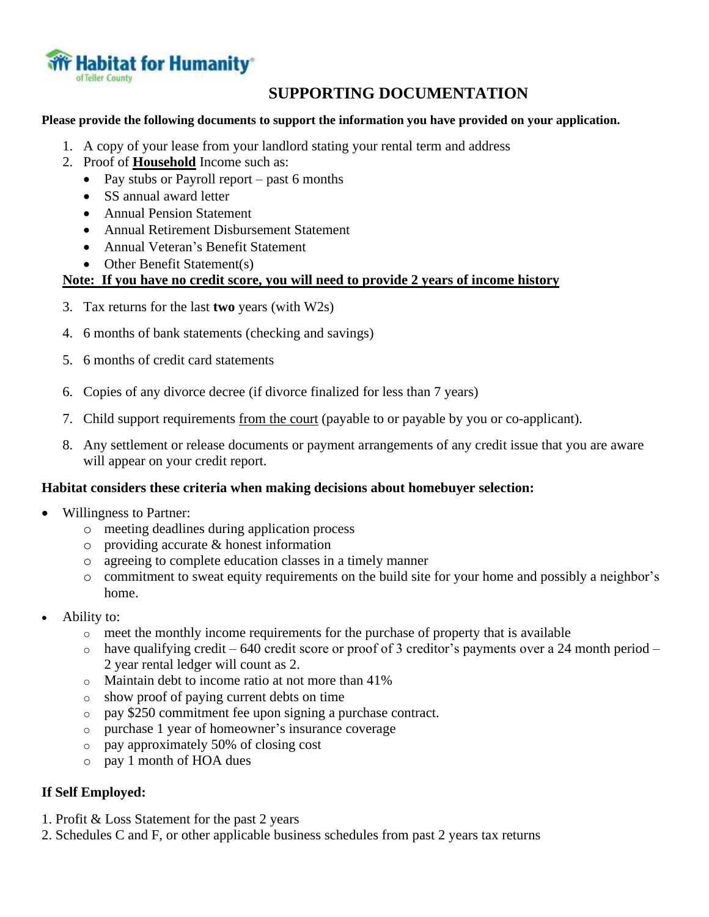Habitat for Humanity of Teller County

# SUPPORTING DOCUMENTATION

**Please provide the following documents to support the information you have provided on your application.**

1. A copy of your lease from your landlord stating your rental term and address
2. Proof of **Household** Income such as:
   - Pay stubs or Payroll report – past 6 months
   - SS annual award letter
   - Annual Pension Statement
   - Annual Retirement Disbursement Statement
   - Annual Veteran's Benefit Statement
   - Other Benefit Statement(s)

   **Note: If you have no credit score, you will need to provide 2 years of income history**

3. Tax returns for the last **two** years (with W2s)
4. 6 months of bank statements (checking and savings)
5. 6 months of credit card statements
6. Copies of any divorce decree (if divorce finalized for less than 7 years)
7. Child support requirements from the court (payable to or payable by you or co-applicant).
8. Any settlement or release documents or payment arrangements of any credit issue that you are aware will appear on your credit report.

### Habitat considers these criteria when making decisions about homebuyer selection:

- Willingness to Partner:
  - meeting deadlines during application process
  - providing accurate & honest information
  - agreeing to complete education classes in a timely manner
  - commitment to sweat equity requirements on the build site for your home and possibly a neighbor's home.
- Ability to:
  - meet the monthly income requirements for the purchase of property that is available
  - have qualifying credit – 640 credit score or proof of 3 creditor's payments over a 24 month period – 2 year rental ledger will count as 2.
  - Maintain debt to income ratio at not more than 41%
  - show proof of paying current debts on time
  - pay $250 commitment fee upon signing a purchase contract.
  - purchase 1 year of homeowner's insurance coverage
  - pay approximately 50% of closing cost
  - pay 1 month of HOA dues

### If Self Employed:

1. Profit & Loss Statement for the past 2 years
2. Schedules C and F, or other applicable business schedules from past 2 years tax returns